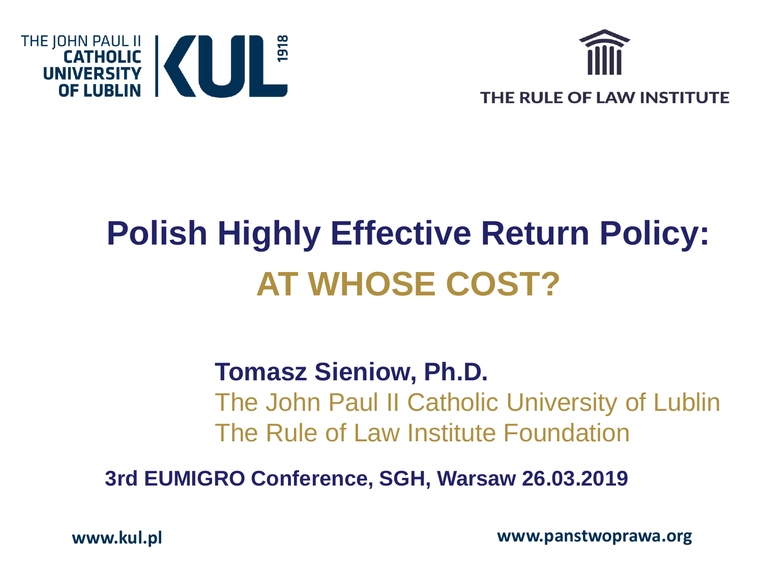THE JOHN PAUL II CATHOLIC UNIVERSITY OF LUBLIN | KUL 1918

THE RULE OF LAW INSTITUTE

# Polish Highly Effective Return Policy: AT WHOSE COST?

**Tomasz Sieniow, Ph.D.**

The John Paul II Catholic University of Lublin

The Rule of Law Institute Foundation

**3rd EUMIGRO Conference, SGH, Warsaw 26.03.2019**

**www.kul.pl** **www.panstwoprawa.org**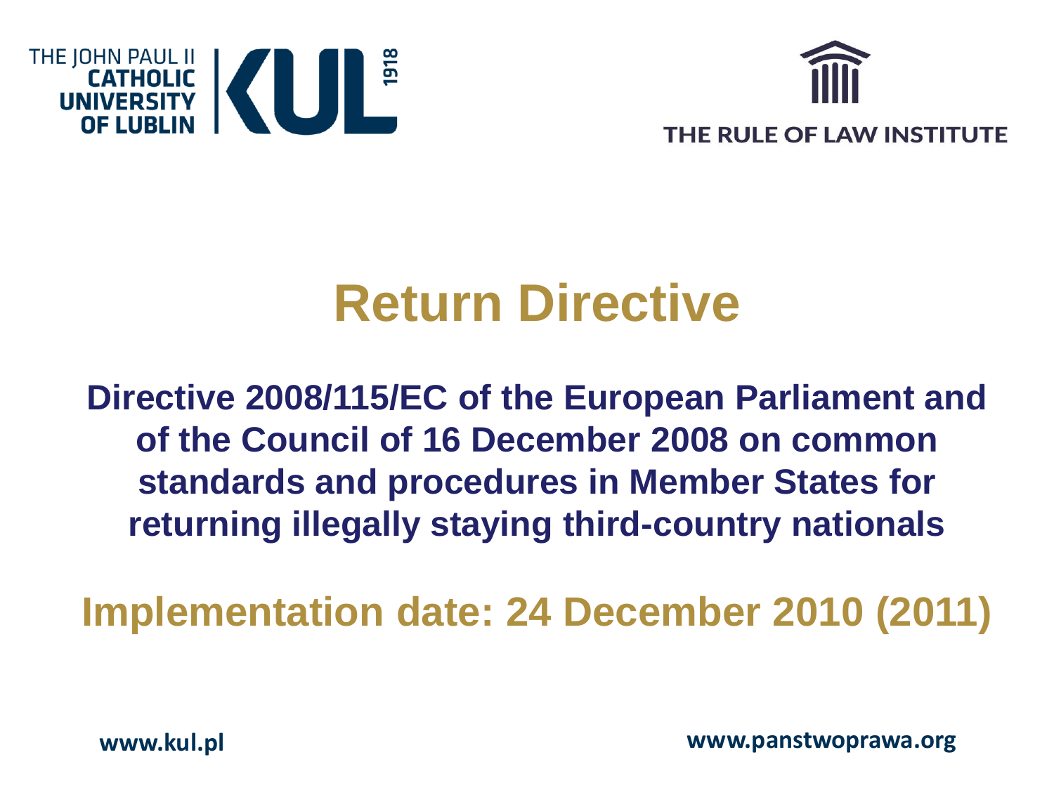THE JOHN PAUL II CATHOLIC UNIVERSITY OF LUBLIN

THE RULE OF LAW INSTITUTE

# Return Directive

**Directive 2008/115/EC of the European Parliament and of the Council of 16 December 2008 on common standards and procedures in Member States for returning illegally staying third-country nationals**

## Implementation date: 24 December 2010 (2011)

www.kul.pl

www.panstwoprawa.org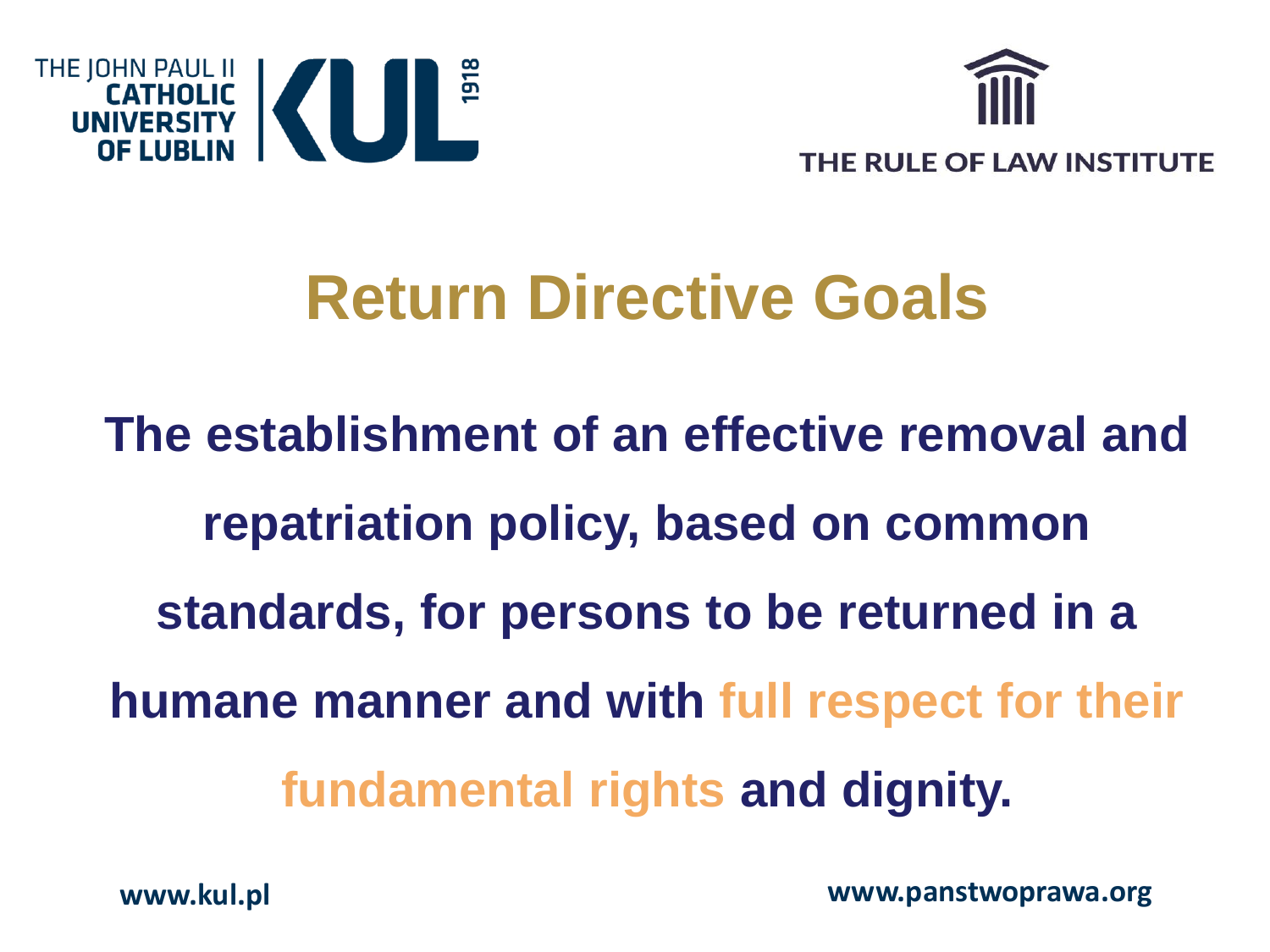# Return Directive Goals

**The establishment of an effective removal and repatriation policy, based on common standards, for persons to be returned in a humane manner and with full respect for their fundamental rights and dignity.**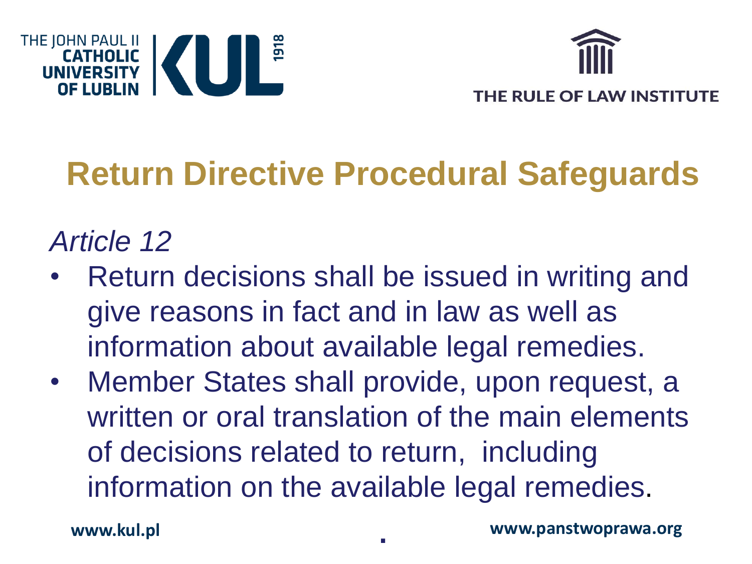# Return Directive Procedural Safeguards

*Article 12*

- Return decisions shall be issued in writing and give reasons in fact and in law as well as information about available legal remedies.
- Member States shall provide, upon request, a written or oral translation of the main elements of decisions related to return, including information on the available legal remedies.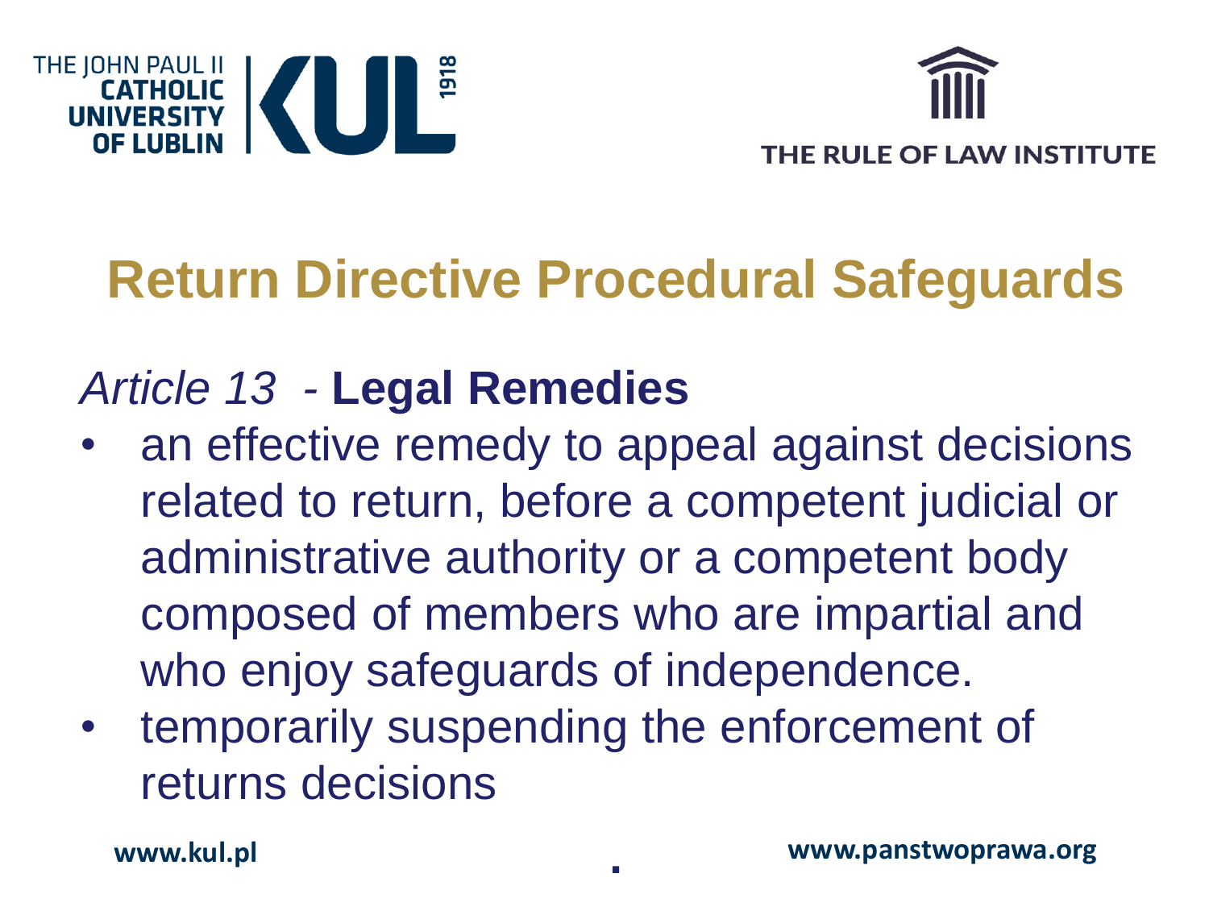# Return Directive Procedural Safeguards

## *Article 13 -* **Legal Remedies**

- an effective remedy to appeal against decisions related to return, before a competent judicial or administrative authority or a competent body composed of members who are impartial and who enjoy safeguards of independence.
- temporarily suspending the enforcement of returns decisions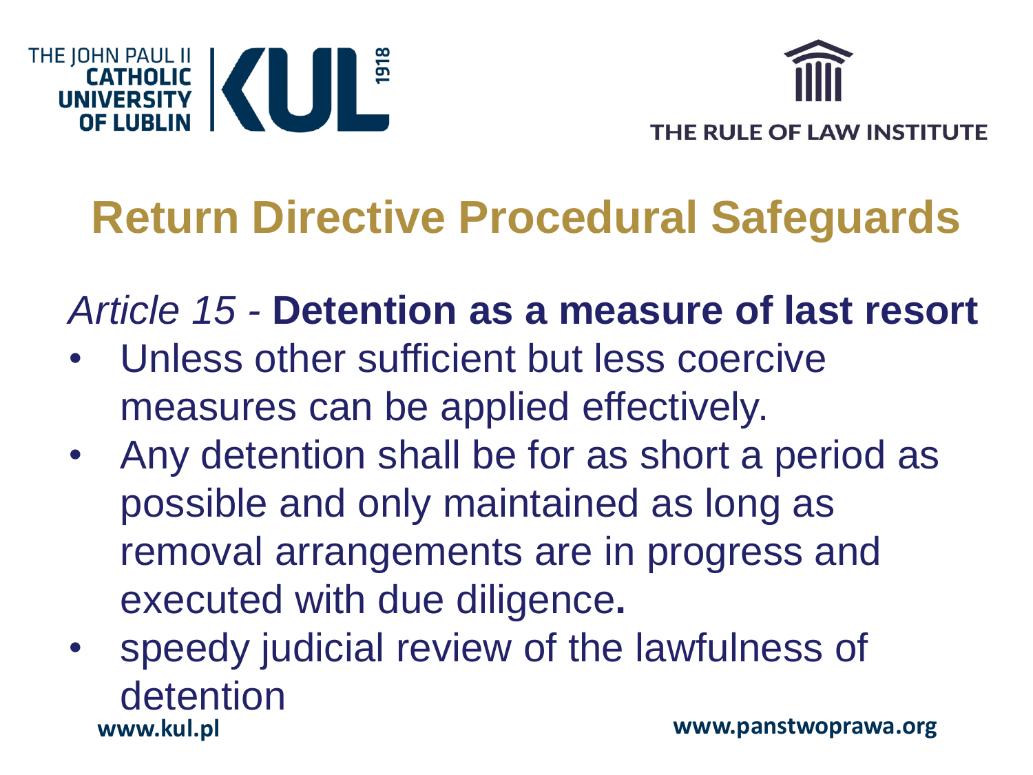# Return Directive Procedural Safeguards

*Article 15* - **Detention as a measure of last resort**

- Unless other sufficient but less coercive measures can be applied effectively.
- Any detention shall be for as short a period as possible and only maintained as long as removal arrangements are in progress and executed with due diligence**.**
- speedy judicial review of the lawfulness of detention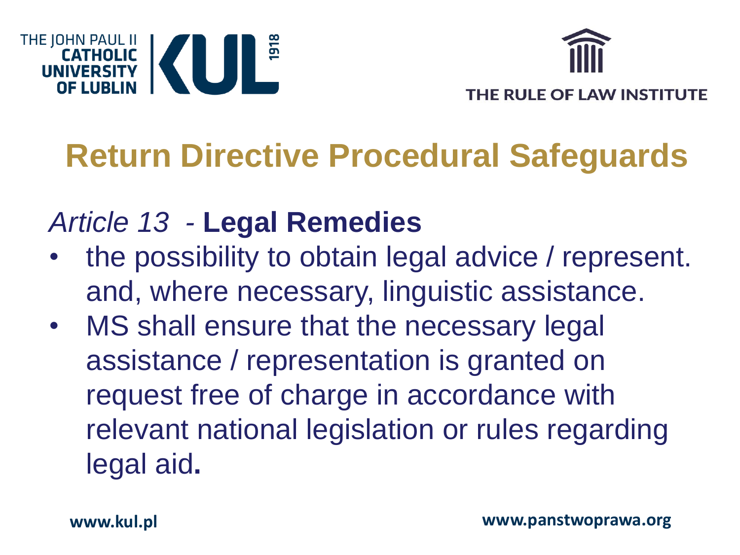# Return Directive Procedural Safeguards

## *Article 13* - **Legal Remedies**

- the possibility to obtain legal advice / represent. and, where necessary, linguistic assistance.
- MS shall ensure that the necessary legal assistance / representation is granted on request free of charge in accordance with relevant national legislation or rules regarding legal aid**.**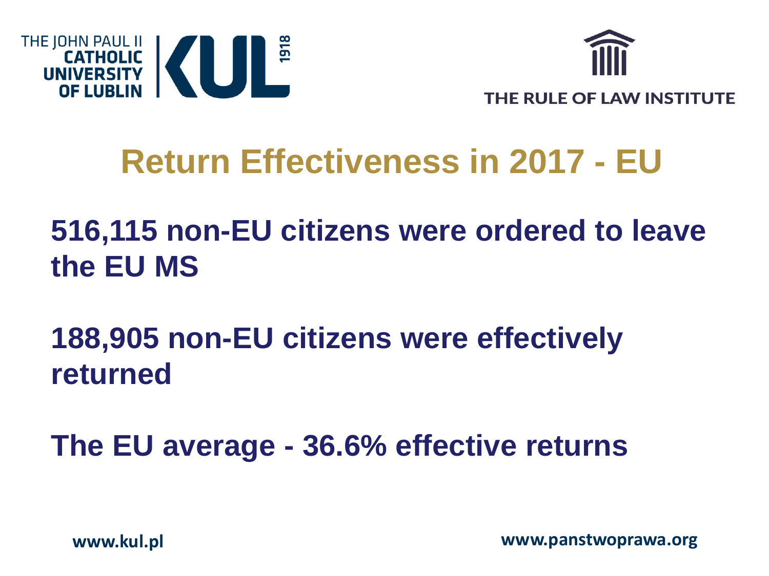# Return Effectiveness in 2017 - EU

**516,115 non-EU citizens were ordered to leave the EU MS**

**188,905 non-EU citizens were effectively returned**

**The EU average - 36.6% effective returns**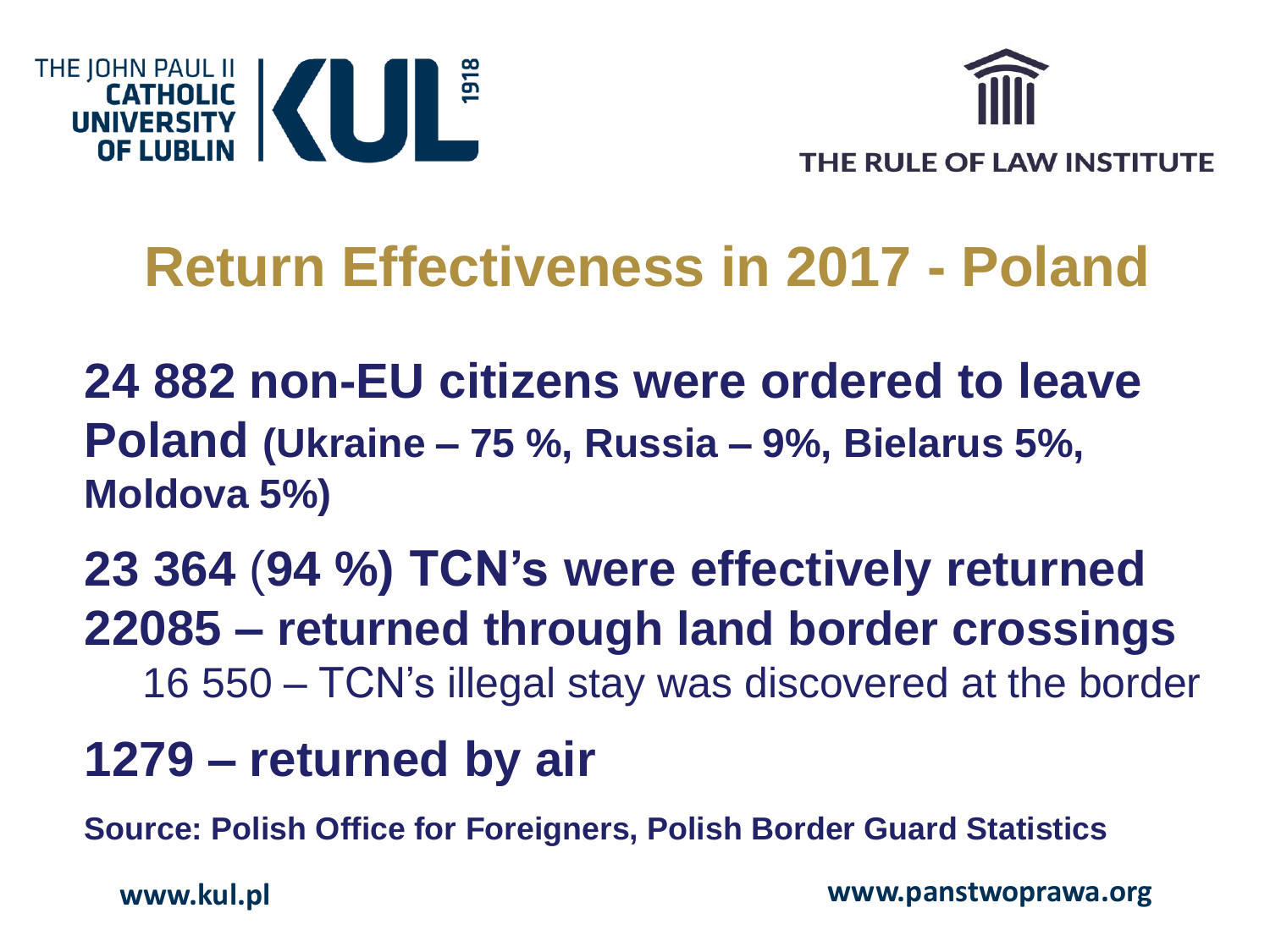THE JOHN PAUL II CATHOLIC UNIVERSITY OF LUBLIN KUL 1918

THE RULE OF LAW INSTITUTE

# Return Effectiveness in 2017 - Poland

**24 882 non-EU citizens were ordered to leave Poland (Ukraine – 75 %, Russia – 9%, Bielarus 5%, Moldova 5%)**

**23 364 (94 %) TCN's were effectively returned**

**22085 – returned through land border crossings**

16 550 – TCN's illegal stay was discovered at the border

**1279 – returned by air**

**Source: Polish Office for Foreigners, Polish Border Guard Statistics**

www.kul.pl

www.panstwoprawa.org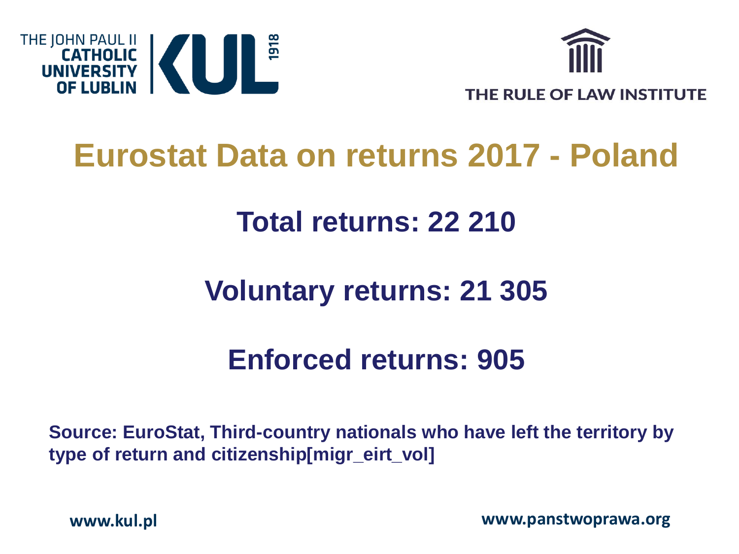THE JOHN PAUL II CATHOLIC UNIVERSITY OF LUBLIN

THE RULE OF LAW INSTITUTE

# Eurostat Data on returns 2017 - Poland

## Total returns: 22 210

## Voluntary returns: 21 305

## Enforced returns: 905

**Source: EuroStat, Third-country nationals who have left the territory by type of return and citizenship[migr_eirt_vol]**

**www.kul.pl** **www.panstwoprawa.org**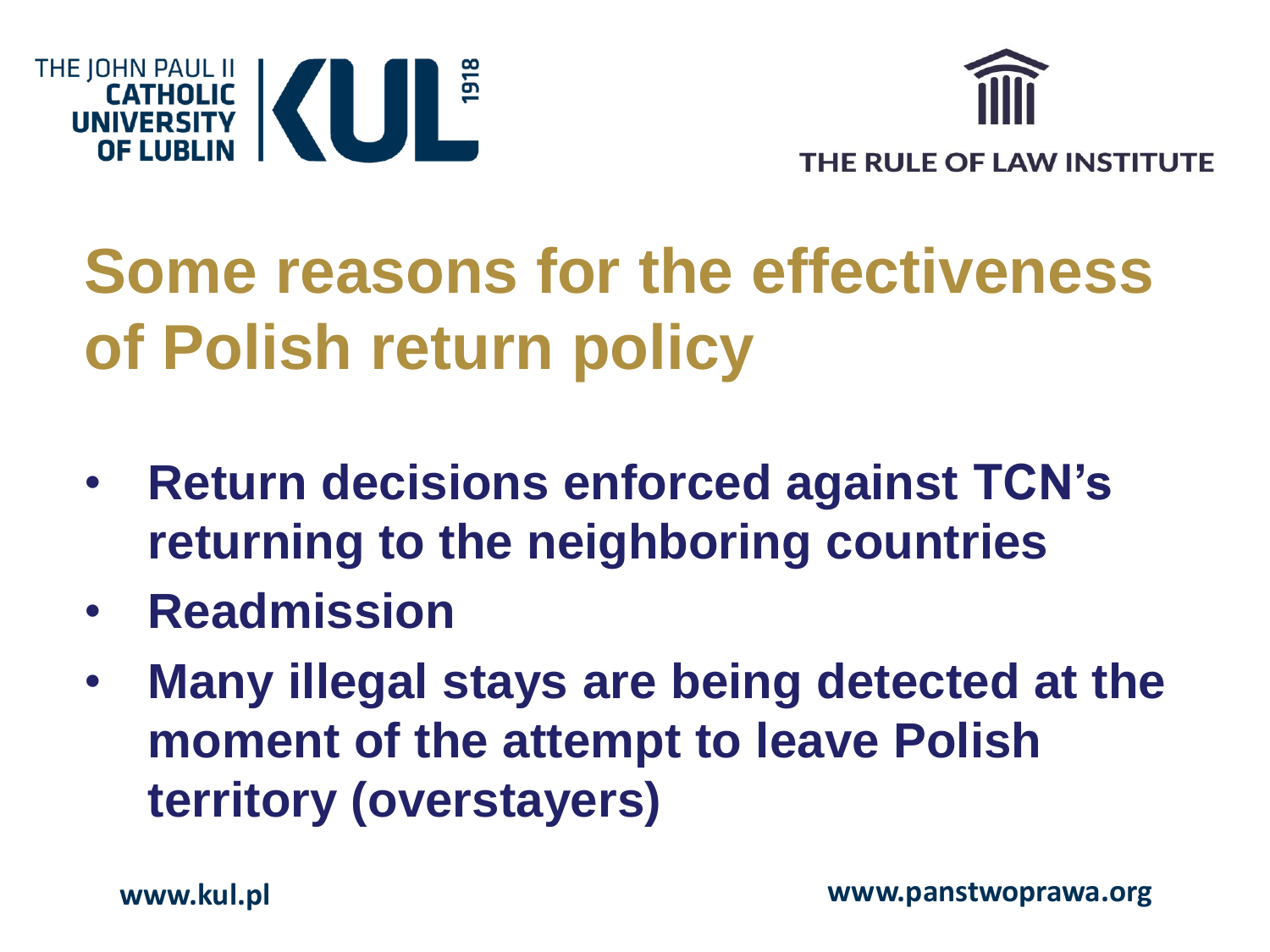# Some reasons for the effectiveness of Polish return policy

- **Return decisions enforced against TCN's returning to the neighboring countries**
- **Readmission**
- **Many illegal stays are being detected at the moment of the attempt to leave Polish territory (overstayers)**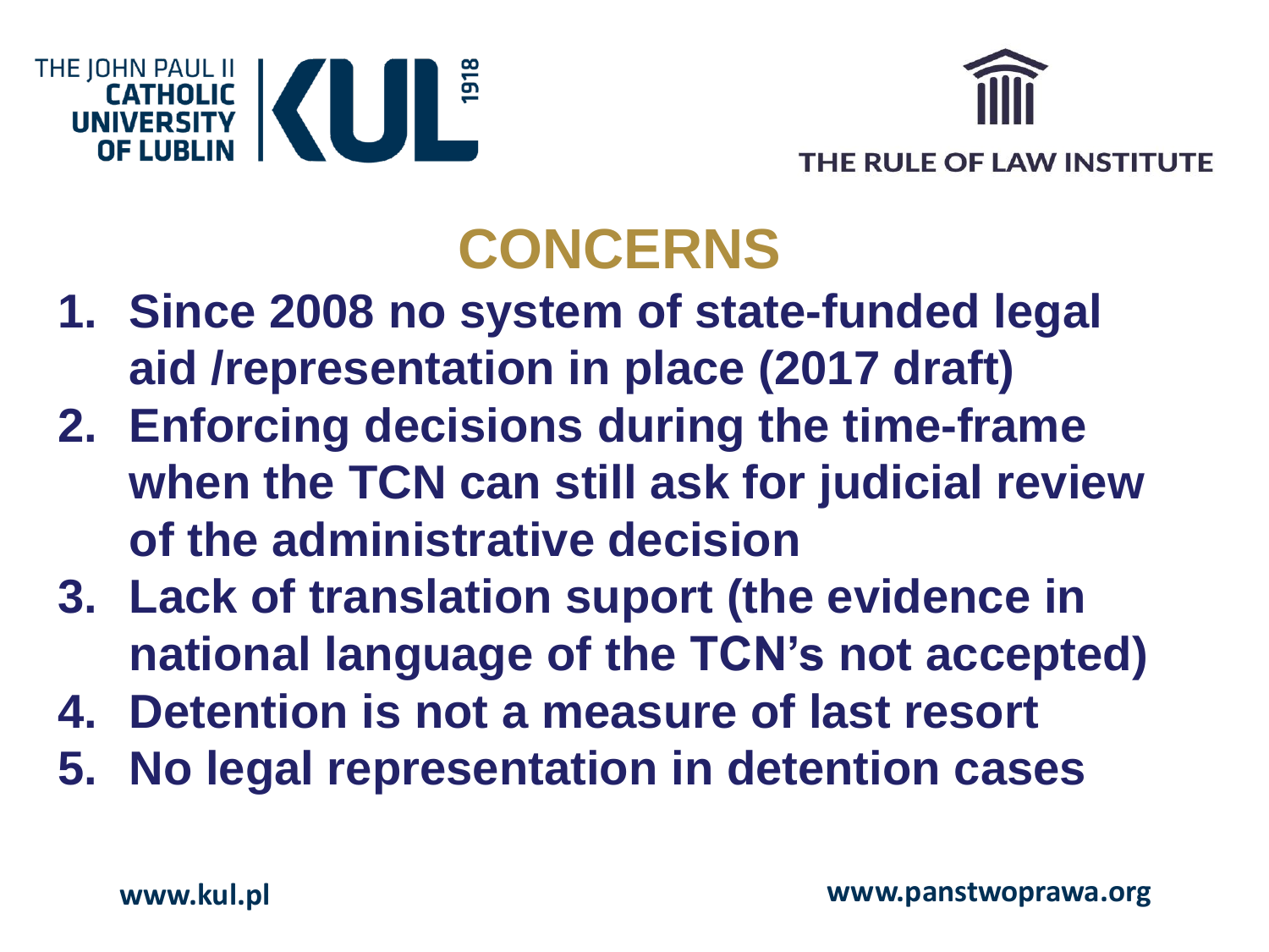# CONCERNS

1. **Since 2008 no system of state-funded legal aid /representation in place (2017 draft)**
2. **Enforcing decisions during the time-frame when the TCN can still ask for judicial review of the administrative decision**
3. **Lack of translation suport (the evidence in national language of the TCN's not accepted)**
4. **Detention is not a measure of last resort**
5. **No legal representation in detention cases**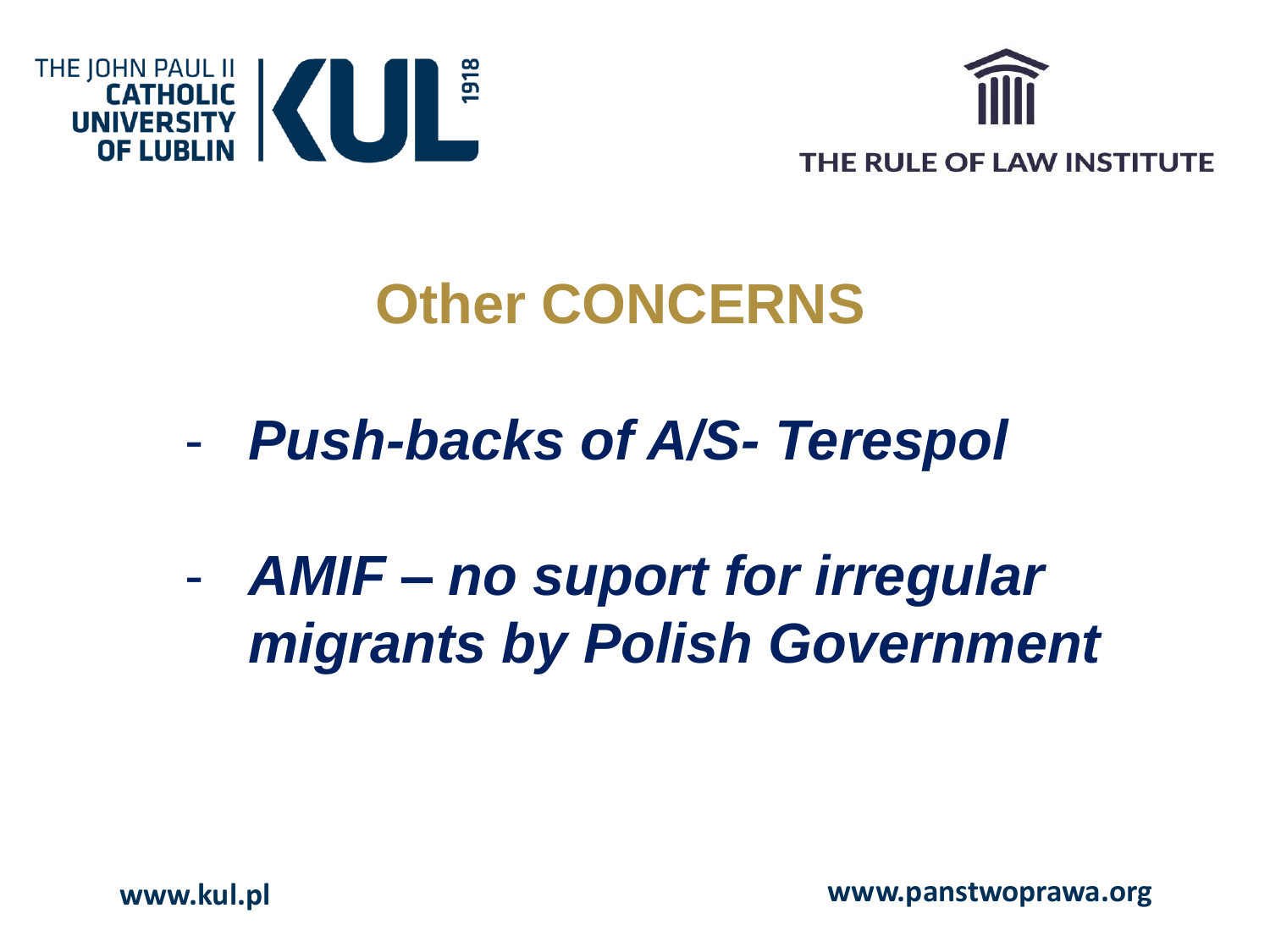# Other CONCERNS

- ***Push-backs of A/S- Terespol***

- ***AMIF – no suport for irregular migrants by Polish Government***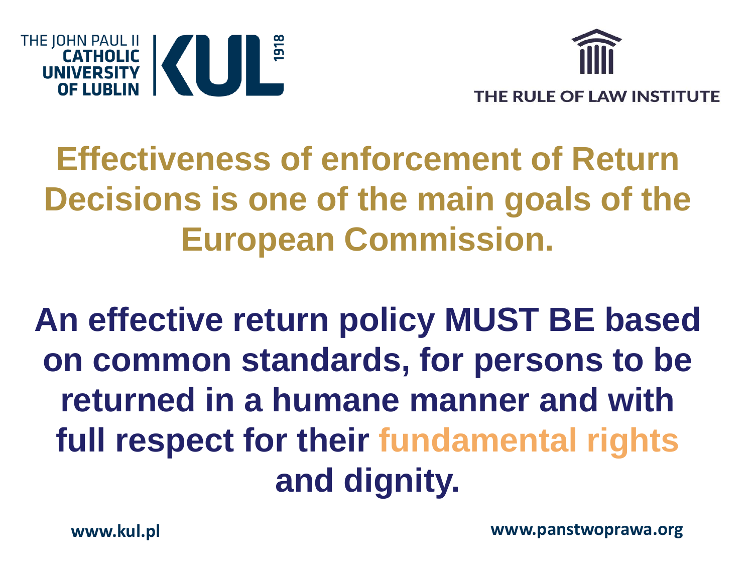THE JOHN PAUL II CATHOLIC UNIVERSITY OF LUBLIN

THE RULE OF LAW INSTITUTE

# Effectiveness of enforcement of Return Decisions is one of the main goals of the European Commission.

**An effective return policy MUST BE based on common standards, for persons to be returned in a humane manner and with full respect for their fundamental rights and dignity.**

www.kul.pl

www.panstwoprawa.org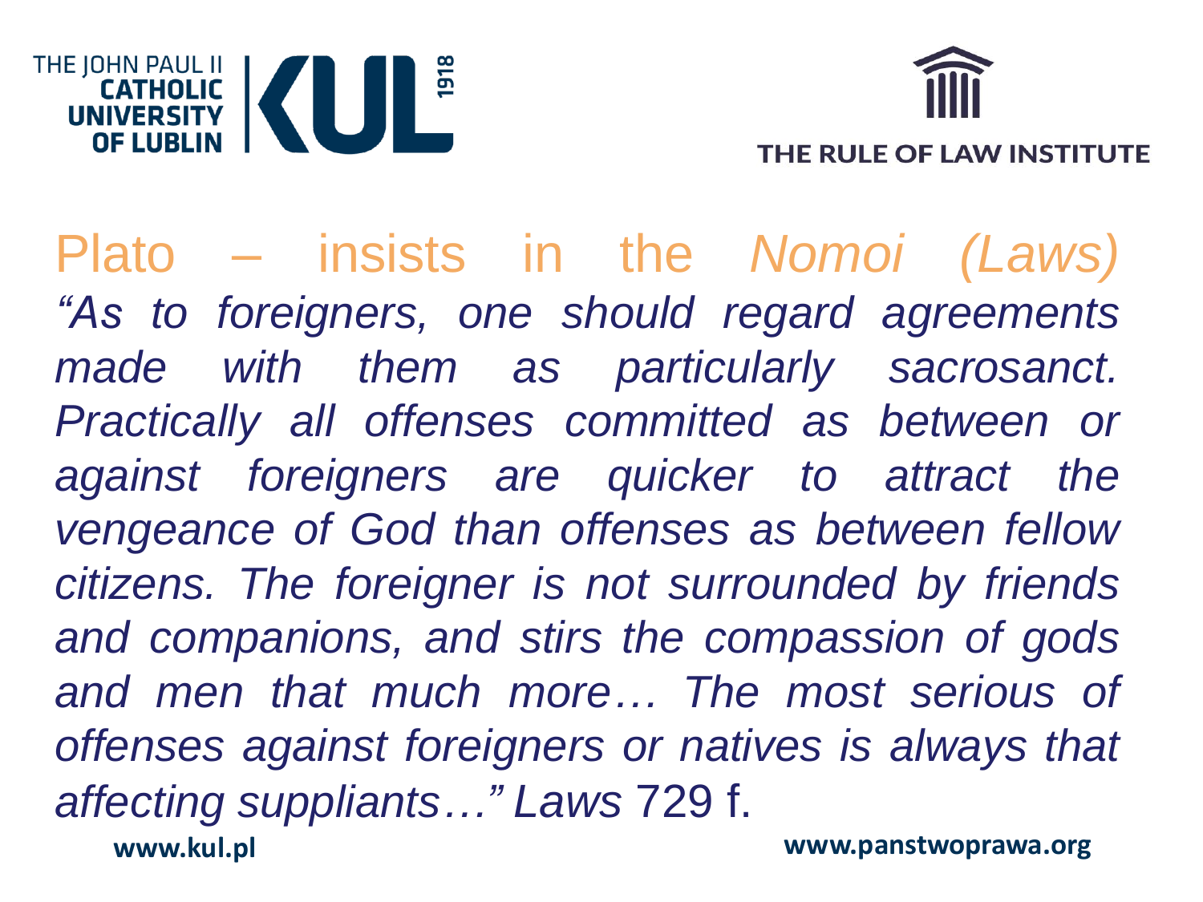Plato – insists in the *Nomoi (Laws)*

*"As to foreigners, one should regard agreements made with them as particularly sacrosanct. Practically all offenses committed as between or against foreigners are quicker to attract the vengeance of God than offenses as between fellow citizens. The foreigner is not surrounded by friends and companions, and stirs the compassion of gods and men that much more… The most serious of offenses against foreigners or natives is always that affecting suppliants…" Laws* 729 f.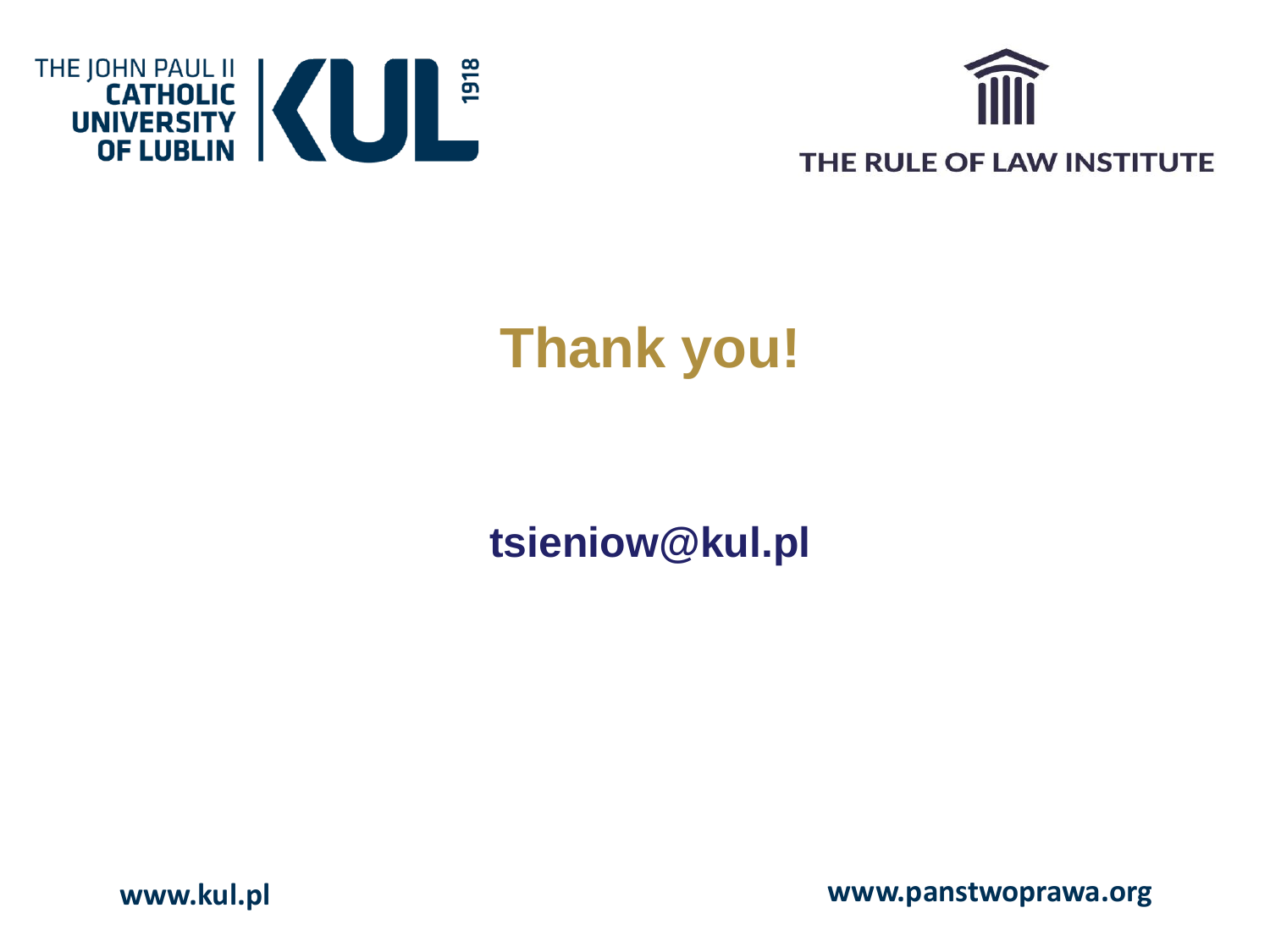THE JOHN PAUL II CATHOLIC UNIVERSITY OF LUBLIN

THE RULE OF LAW INSTITUTE

# Thank you!

**tsieniow@kul.pl**

**www.kul.pl**

**www.panstwoprawa.org**